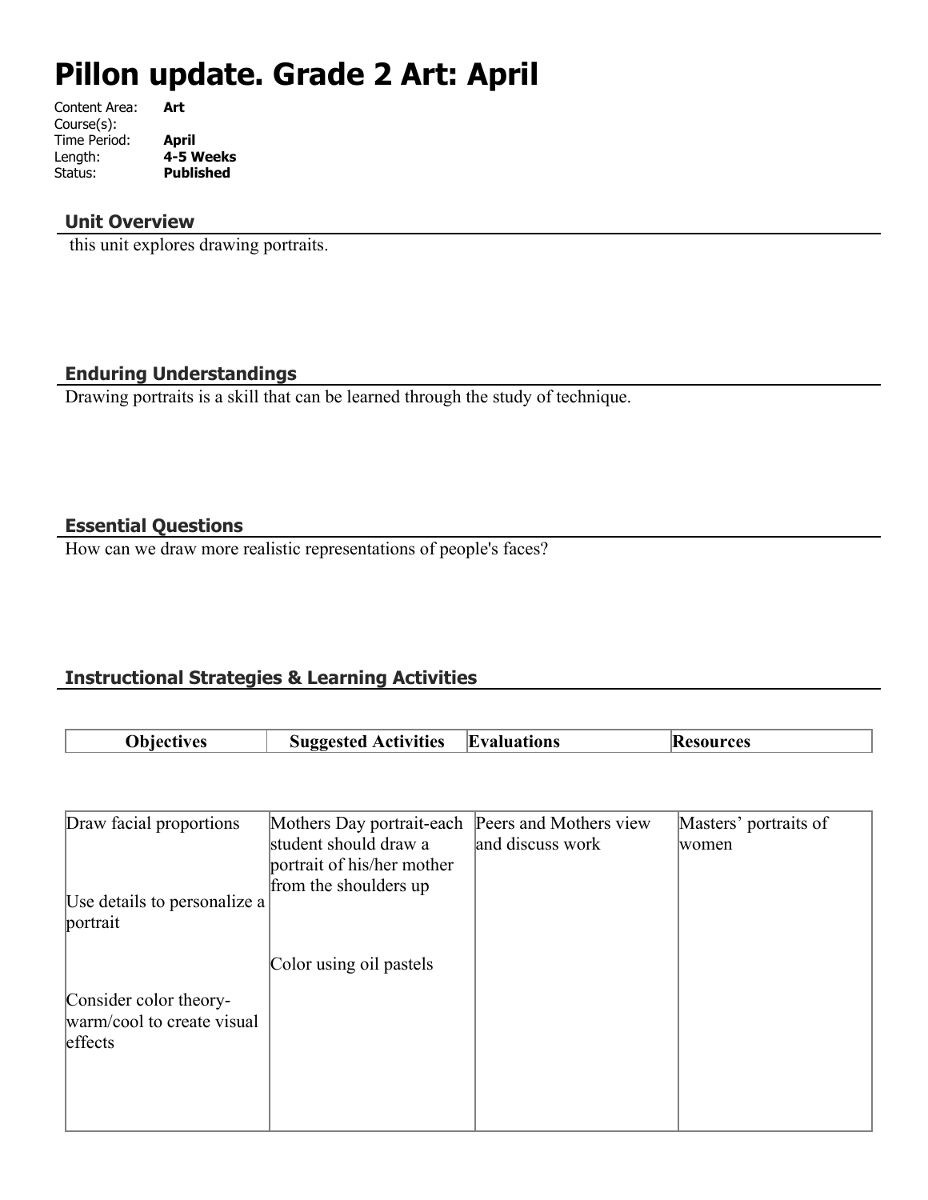# Pillon update. Grade 2 Art: April

Content Area: **Art**
Course(s):
Time Period: **April**
Length: **4-5 Weeks**
Status: **Published**

## Unit Overview

this unit explores drawing portraits.

## Enduring Understandings

Drawing portraits is a skill that can be learned through the study of technique.

## Essential Questions

How can we draw more realistic representations of people's faces?

## Instructional Strategies & Learning Activities

| Objectives | Suggested Activities | Evaluations | Resources |
|---|---|---|---|
| Draw facial proportions<br><br>Use details to personalize a portrait<br><br>Consider color theory-warm/cool to create visual effects | Mothers Day portrait-each student should draw a portrait of his/her mother from the shoulders up<br><br>Color using oil pastels | Peers and Mothers view and discuss work | Masters' portraits of women |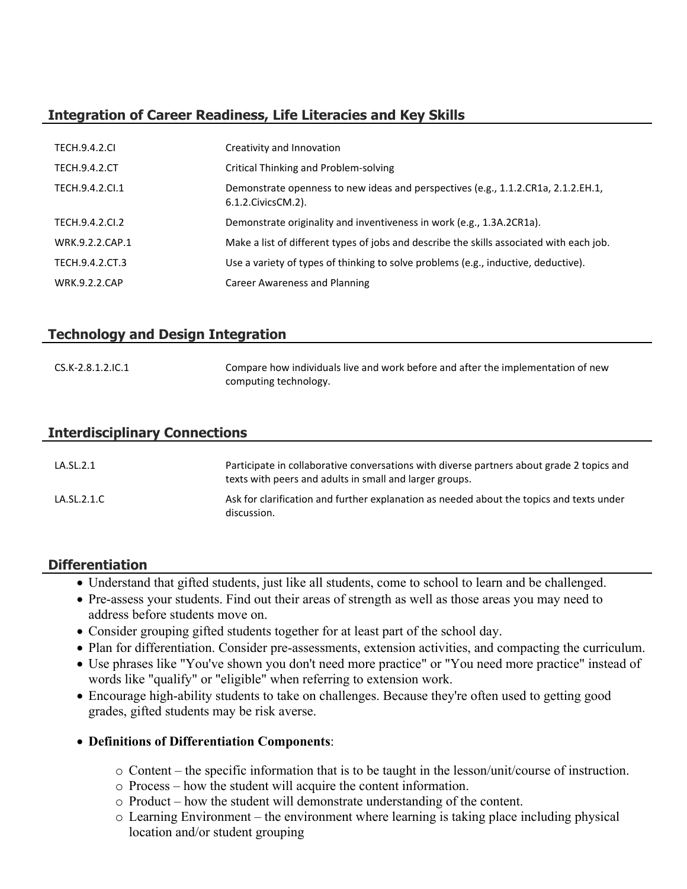## Integration of Career Readiness, Life Literacies and Key Skills

| | |
|---|---|
| TECH.9.4.2.CI | Creativity and Innovation |
| TECH.9.4.2.CT | Critical Thinking and Problem-solving |
| TECH.9.4.2.CI.1 | Demonstrate openness to new ideas and perspectives (e.g., 1.1.2.CR1a, 2.1.2.EH.1, 6.1.2.CivicsCM.2). |
| TECH.9.4.2.CI.2 | Demonstrate originality and inventiveness in work (e.g., 1.3A.2CR1a). |
| WRK.9.2.2.CAP.1 | Make a list of different types of jobs and describe the skills associated with each job. |
| TECH.9.4.2.CT.3 | Use a variety of types of thinking to solve problems (e.g., inductive, deductive). |
| WRK.9.2.2.CAP | Career Awareness and Planning |

## Technology and Design Integration

| | |
|---|---|
| CS.K-2.8.1.2.IC.1 | Compare how individuals live and work before and after the implementation of new computing technology. |

## Interdisciplinary Connections

| | |
|---|---|
| LA.SL.2.1 | Participate in collaborative conversations with diverse partners about grade 2 topics and texts with peers and adults in small and larger groups. |
| LA.SL.2.1.C | Ask for clarification and further explanation as needed about the topics and texts under discussion. |

## Differentiation

- Understand that gifted students, just like all students, come to school to learn and be challenged.
- Pre-assess your students. Find out their areas of strength as well as those areas you may need to address before students move on.
- Consider grouping gifted students together for at least part of the school day.
- Plan for differentiation. Consider pre-assessments, extension activities, and compacting the curriculum.
- Use phrases like "You've shown you don't need more practice" or "You need more practice" instead of words like "qualify" or "eligible" when referring to extension work.
- Encourage high-ability students to take on challenges. Because they're often used to getting good grades, gifted students may be risk averse.
- **Definitions of Differentiation Components**:
  - Content – the specific information that is to be taught in the lesson/unit/course of instruction.
  - Process – how the student will acquire the content information.
  - Product – how the student will demonstrate understanding of the content.
  - Learning Environment – the environment where learning is taking place including physical location and/or student grouping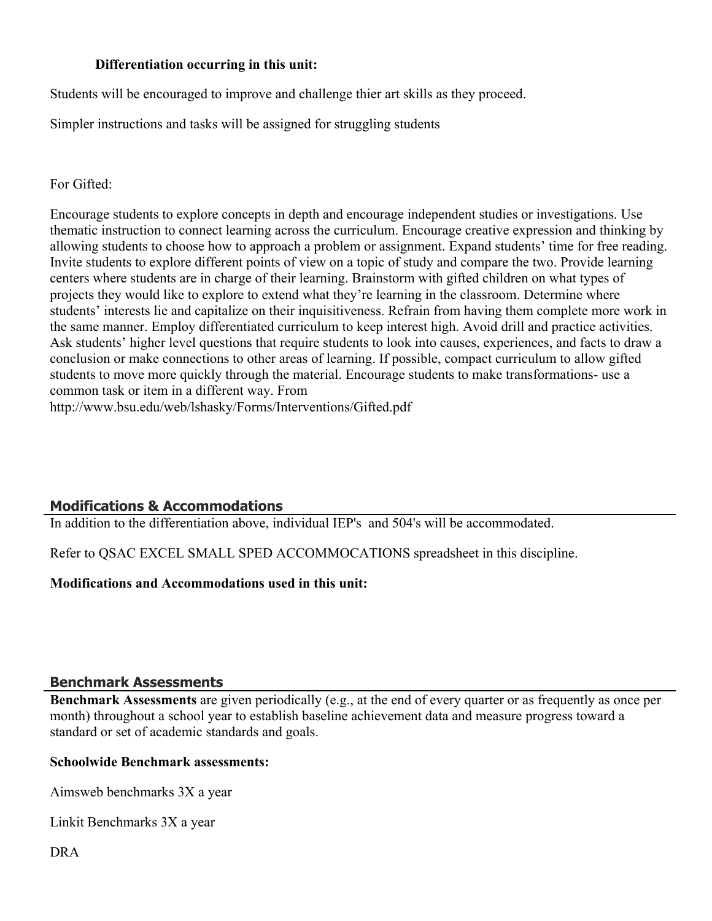**Differentiation occurring in this unit:**

Students will be encouraged to improve and challenge thier art skills as they proceed.

Simpler instructions and tasks will be assigned for struggling students

For Gifted:

Encourage students to explore concepts in depth and encourage independent studies or investigations. Use thematic instruction to connect learning across the curriculum. Encourage creative expression and thinking by allowing students to choose how to approach a problem or assignment. Expand students' time for free reading. Invite students to explore different points of view on a topic of study and compare the two. Provide learning centers where students are in charge of their learning. Brainstorm with gifted children on what types of projects they would like to explore to extend what they're learning in the classroom. Determine where students' interests lie and capitalize on their inquisitiveness. Refrain from having them complete more work in the same manner. Employ differentiated curriculum to keep interest high. Avoid drill and practice activities. Ask students' higher level questions that require students to look into causes, experiences, and facts to draw a conclusion or make connections to other areas of learning. If possible, compact curriculum to allow gifted students to move more quickly through the material. Encourage students to make transformations- use a common task or item in a different way. From http://www.bsu.edu/web/lshasky/Forms/Interventions/Gifted.pdf

## Modifications & Accommodations

In addition to the differentiation above, individual IEP's and 504's will be accommodated.

Refer to QSAC EXCEL SMALL SPED ACCOMMOCATIONS spreadsheet in this discipline.

**Modifications and Accommodations used in this unit:**

## Benchmark Assessments

**Benchmark Assessments** are given periodically (e.g., at the end of every quarter or as frequently as once per month) throughout a school year to establish baseline achievement data and measure progress toward a standard or set of academic standards and goals.

**Schoolwide Benchmark assessments:**

Aimsweb benchmarks 3X a year

Linkit Benchmarks 3X a year

DRA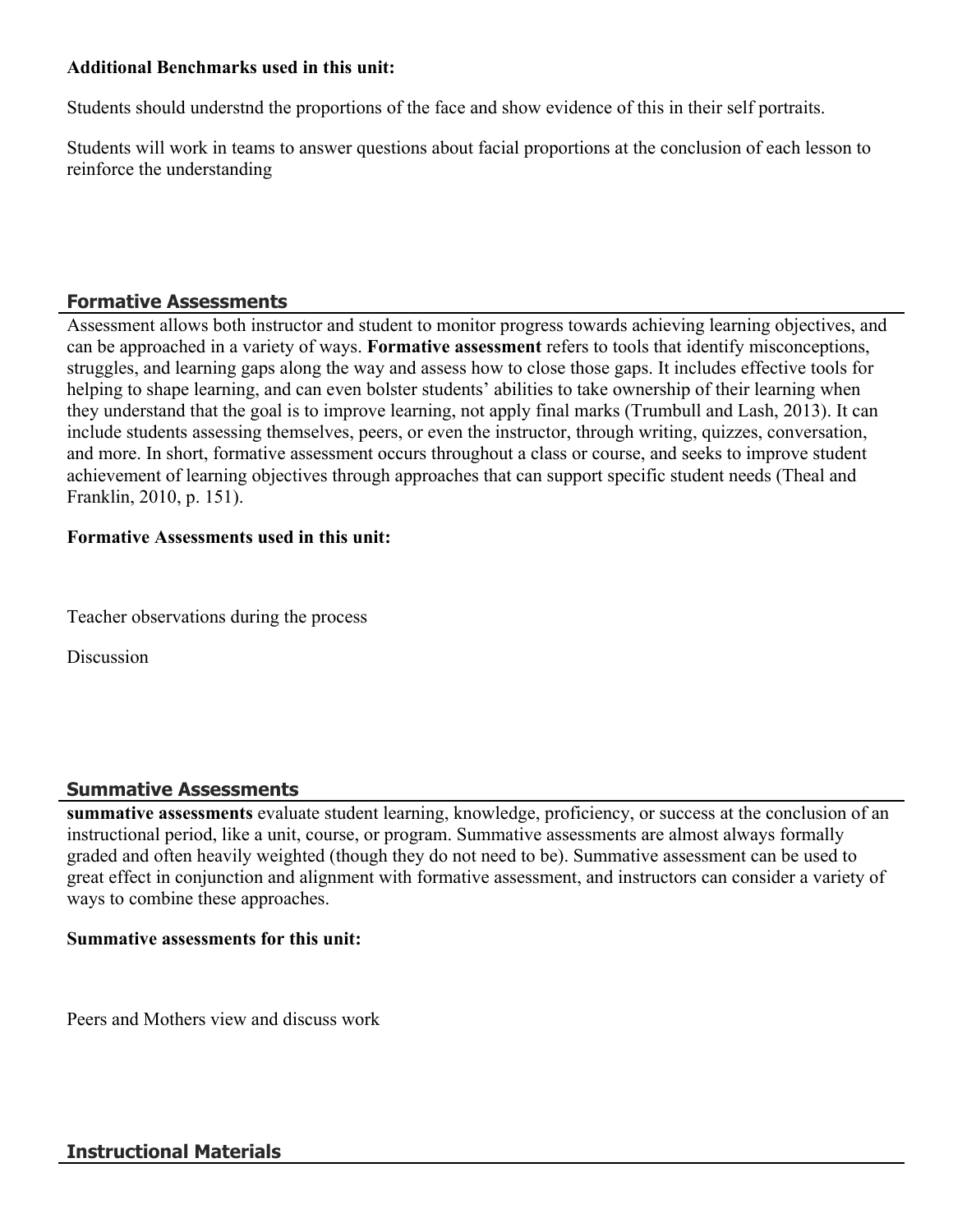**Additional Benchmarks used in this unit:**

Students should understnd the proportions of the face and show evidence of this in their self portraits.

Students will work in teams to answer questions about facial proportions at the conclusion of each lesson to reinforce the understanding

## Formative Assessments

Assessment allows both instructor and student to monitor progress towards achieving learning objectives, and can be approached in a variety of ways. **Formative assessment** refers to tools that identify misconceptions, struggles, and learning gaps along the way and assess how to close those gaps. It includes effective tools for helping to shape learning, and can even bolster students' abilities to take ownership of their learning when they understand that the goal is to improve learning, not apply final marks (Trumbull and Lash, 2013). It can include students assessing themselves, peers, or even the instructor, through writing, quizzes, conversation, and more. In short, formative assessment occurs throughout a class or course, and seeks to improve student achievement of learning objectives through approaches that can support specific student needs (Theal and Franklin, 2010, p. 151).

**Formative Assessments used in this unit:**

Teacher observations during the process

Discussion

## Summative Assessments

**summative assessments** evaluate student learning, knowledge, proficiency, or success at the conclusion of an instructional period, like a unit, course, or program. Summative assessments are almost always formally graded and often heavily weighted (though they do not need to be). Summative assessment can be used to great effect in conjunction and alignment with formative assessment, and instructors can consider a variety of ways to combine these approaches.

**Summative assessments for this unit:**

Peers and Mothers view and discuss work

## Instructional Materials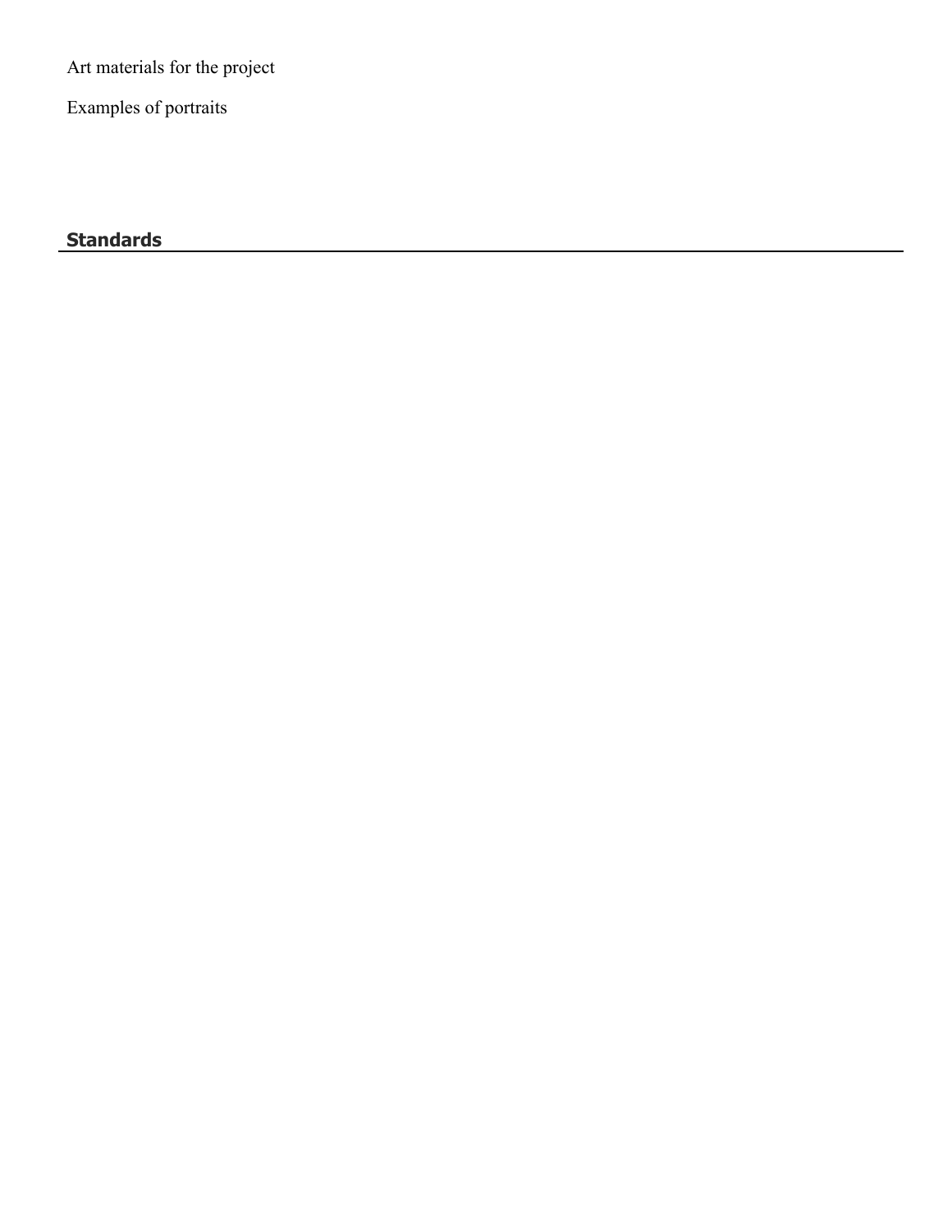Art materials for the project

Examples of portraits

## Standards